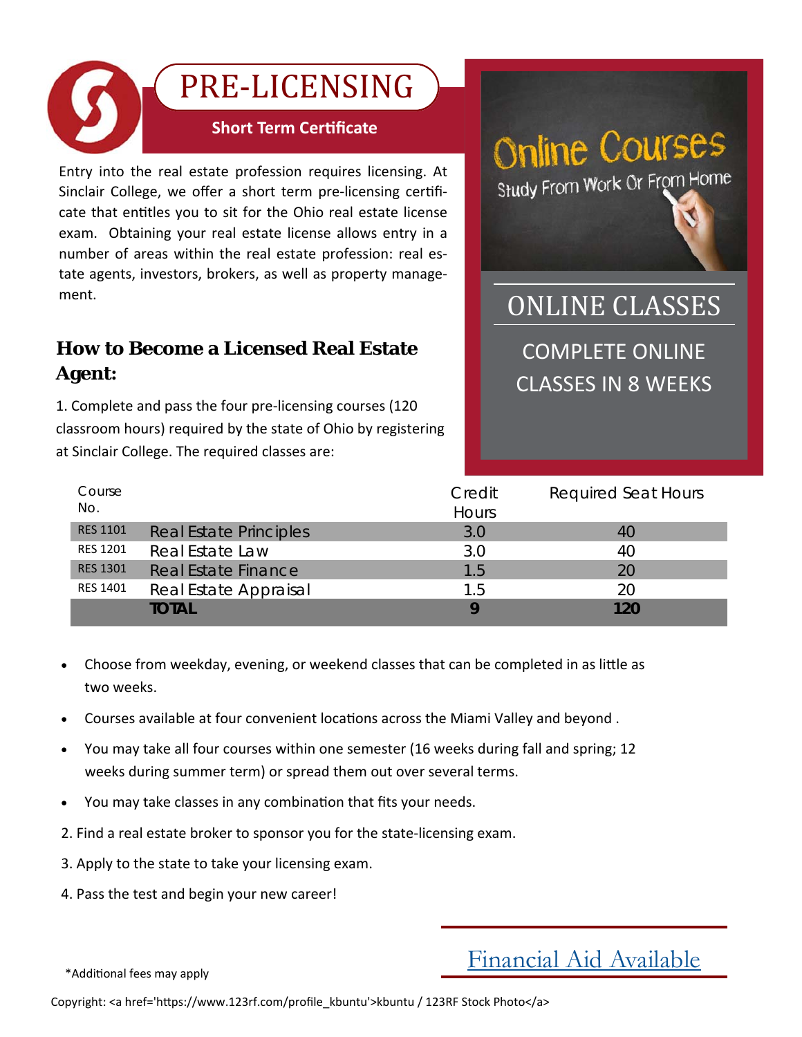# PRE-LICENSING

**Short Term Certificate**

Entry into the real estate profession requires licensing. At Sinclair College, we offer a short term pre-licensing certificate that entitles you to sit for the Ohio real estate license exam. Obtaining your real estate license allows entry in a number of areas within the real estate profession: real estate agents, investors, brokers, as well as property management.

Online Courses
Study From Work Or From Home

## ONLINE CLASSES

COMPLETE ONLINE CLASSES IN 8 WEEKS

## How to Become a Licensed Real Estate Agent:

1. Complete and pass the four pre-licensing courses (120 classroom hours) required by the state of Ohio by registering at Sinclair College. The required classes are:

| Course No. | | Credit Hours | Required Seat Hours |
|---|---|---|---|
| RES 1101 | Real Estate Principles | 3.0 | 40 |
| RES 1201 | Real Estate Law | 3.0 | 40 |
| RES 1301 | Real Estate Finance | 1.5 | 20 |
| RES 1401 | Real Estate Appraisal | 1.5 | 20 |
| | **TOTAL** | **9** | **120** |

- Choose from weekday, evening, or weekend classes that can be completed in as little as two weeks.
- Courses available at four convenient locations across the Miami Valley and beyond .
- You may take all four courses within one semester (16 weeks during fall and spring; 12 weeks during summer term) or spread them out over several terms.
- You may take classes in any combination that fits your needs.

2. Find a real estate broker to sponsor you for the state-licensing exam.

3. Apply to the state to take your licensing exam.

4. Pass the test and begin your new career!

Financial Aid Available

*Additional fees may apply

Copyright: <a href='https://www.123rf.com/profile_kbuntu'>kbuntu / 123RF Stock Photo</a>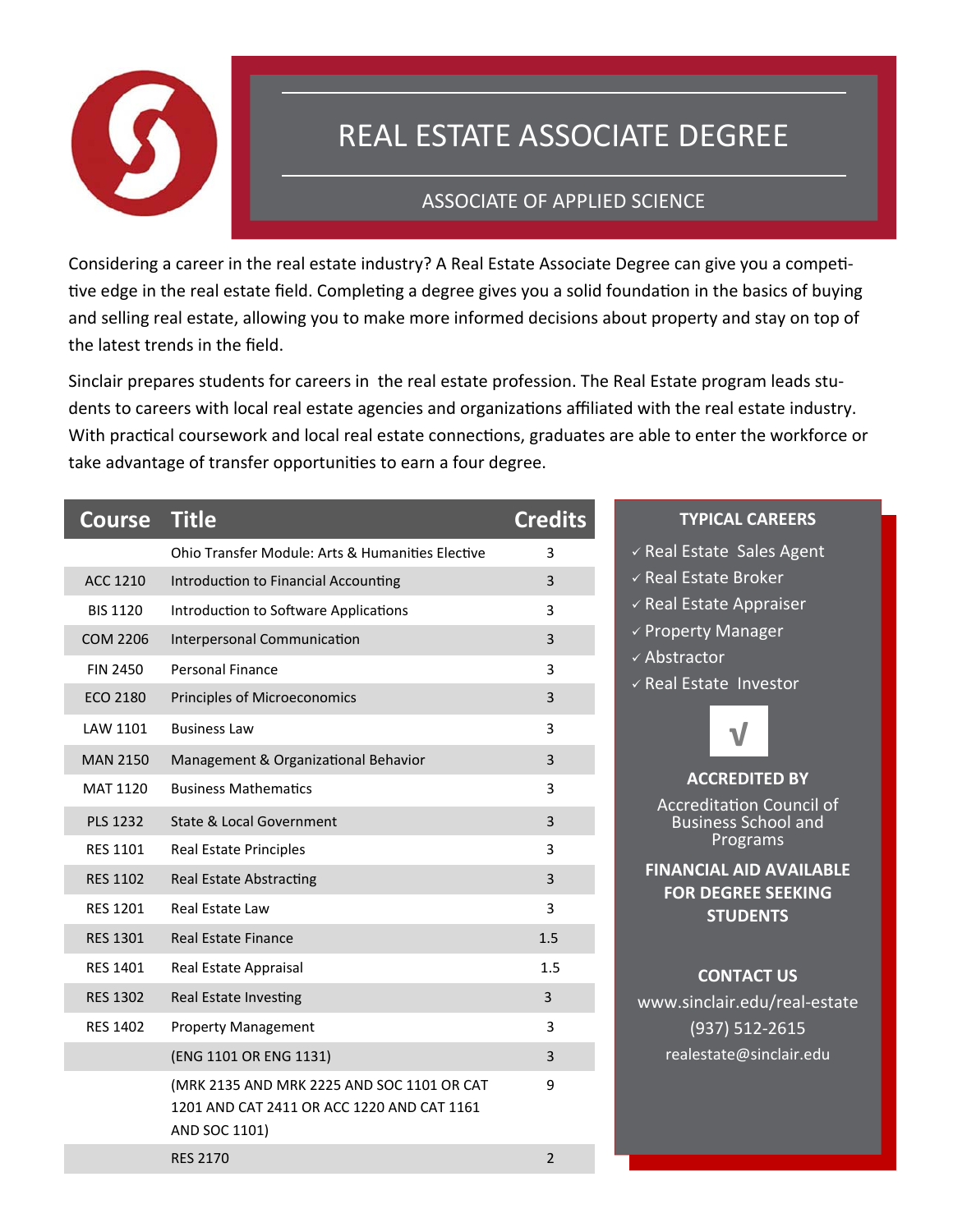# REAL ESTATE ASSOCIATE DEGREE

## ASSOCIATE OF APPLIED SCIENCE

Considering a career in the real estate industry? A Real Estate Associate Degree can give you a competitive edge in the real estate field. Completing a degree gives you a solid foundation in the basics of buying and selling real estate, allowing you to make more informed decisions about property and stay on top of the latest trends in the field.

Sinclair prepares students for careers in the real estate profession. The Real Estate program leads students to careers with local real estate agencies and organizations affiliated with the real estate industry. With practical coursework and local real estate connections, graduates are able to enter the workforce or take advantage of transfer opportunities to earn a four degree.

| Course | Title | Credits |
|---|---|---|
| | Ohio Transfer Module: Arts & Humanities Elective | 3 |
| ACC 1210 | Introduction to Financial Accounting | 3 |
| BIS 1120 | Introduction to Software Applications | 3 |
| COM 2206 | Interpersonal Communication | 3 |
| FIN 2450 | Personal Finance | 3 |
| ECO 2180 | Principles of Microeconomics | 3 |
| LAW 1101 | Business Law | 3 |
| MAN 2150 | Management & Organizational Behavior | 3 |
| MAT 1120 | Business Mathematics | 3 |
| PLS 1232 | State & Local Government | 3 |
| RES 1101 | Real Estate Principles | 3 |
| RES 1102 | Real Estate Abstracting | 3 |
| RES 1201 | Real Estate Law | 3 |
| RES 1301 | Real Estate Finance | 1.5 |
| RES 1401 | Real Estate Appraisal | 1.5 |
| RES 1302 | Real Estate Investing | 3 |
| RES 1402 | Property Management | 3 |
| | (ENG 1101 OR ENG 1131) | 3 |
| | (MRK 2135 AND MRK 2225 AND SOC 1101 OR CAT 1201 AND CAT 2411 OR ACC 1220 AND CAT 1161 AND SOC 1101) | 9 |
| | RES 2170 | 2 |

**TYPICAL CAREERS**

- ✓ Real Estate Sales Agent
- ✓ Real Estate Broker
- ✓ Real Estate Appraiser
- ✓ Property Manager
- ✓ Abstractor
- ✓ Real Estate Investor

**ACCREDITED BY**

Accreditation Council of Business School and Programs

**FINANCIAL AID AVAILABLE FOR DEGREE SEEKING STUDENTS**

**CONTACT US**

www.sinclair.edu/real-estate

(937) 512-2615

realestate@sinclair.edu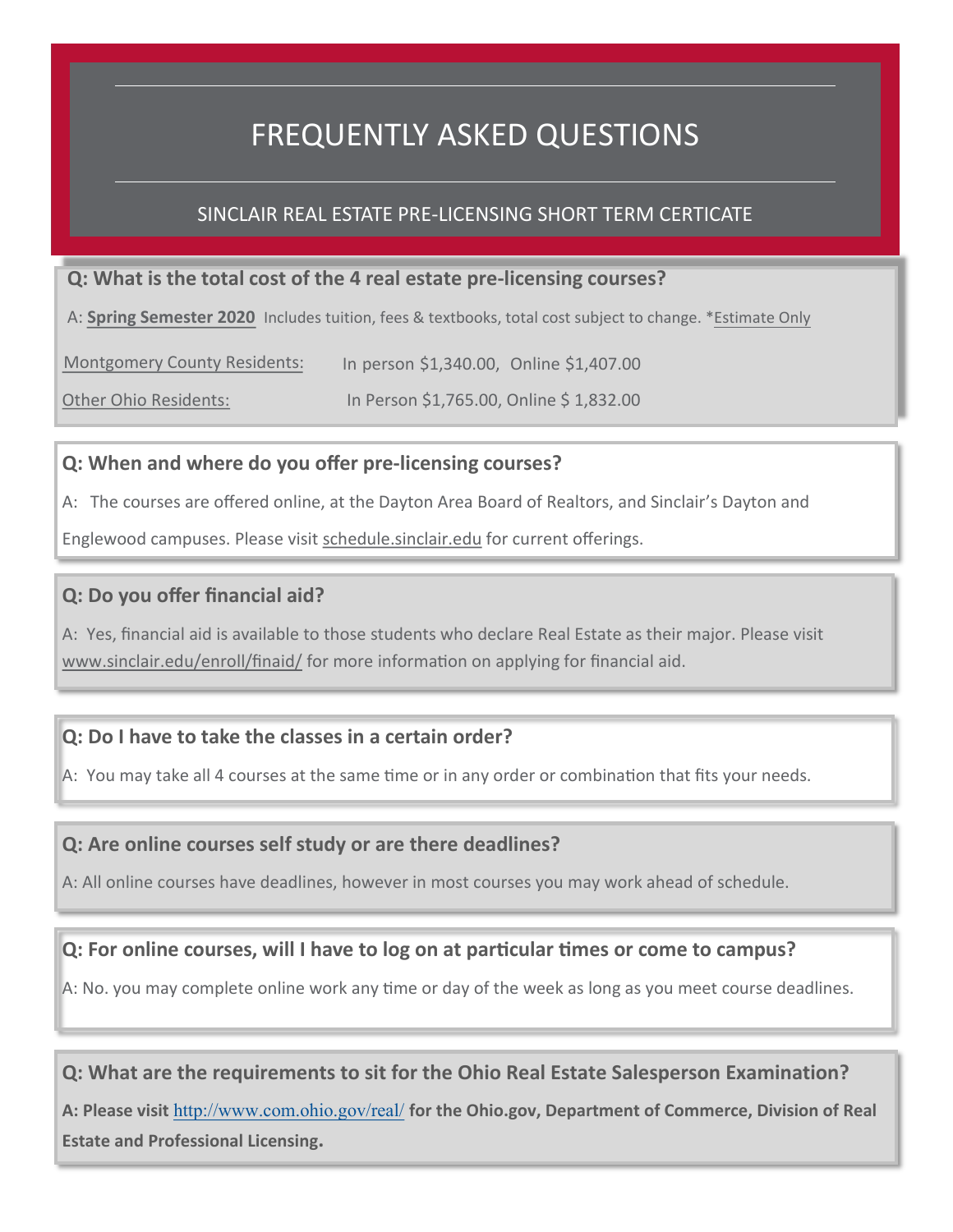# FREQUENTLY ASKED QUESTIONS

## SINCLAIR REAL ESTATE PRE-LICENSING SHORT TERM CERTICATE

**Q: What is the total cost of the 4 real estate pre-licensing courses?**

A: **Spring Semester 2020** Includes tuition, fees & textbooks, total cost subject to change. *Estimate Only

| | |
|---|---|
| Montgomery County Residents: | In person $1,340.00, Online $1,407.00 |
| Other Ohio Residents: | In Person $1,765.00, Online $ 1,832.00 |

**Q: When and where do you offer pre-licensing courses?**

A: The courses are offered online, at the Dayton Area Board of Realtors, and Sinclair's Dayton and Englewood campuses. Please visit schedule.sinclair.edu for current offerings.

**Q: Do you offer financial aid?**

A: Yes, financial aid is available to those students who declare Real Estate as their major. Please visit www.sinclair.edu/enroll/finaid/ for more information on applying for financial aid.

**Q: Do I have to take the classes in a certain order?**

A: You may take all 4 courses at the same time or in any order or combination that fits your needs.

**Q: Are online courses self study or are there deadlines?**

A: All online courses have deadlines, however in most courses you may work ahead of schedule.

**Q: For online courses, will I have to log on at particular times or come to campus?**

A: No. you may complete online work any time or day of the week as long as you meet course deadlines.

**Q: What are the requirements to sit for the Ohio Real Estate Salesperson Examination?**

**A: Please visit http://www.com.ohio.gov/real/ for the Ohio.gov, Department of Commerce, Division of Real Estate and Professional Licensing.**